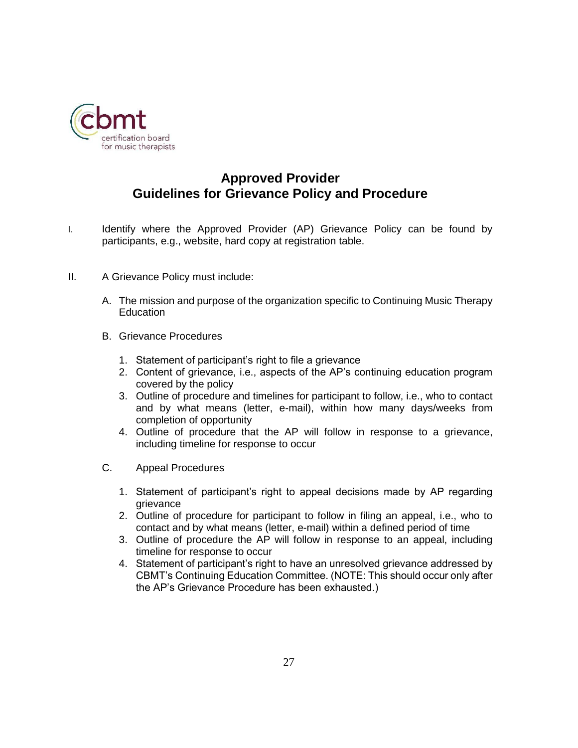cbmt
certification board
for music therapists

# Approved Provider
# Guidelines for Grievance Policy and Procedure

I. Identify where the Approved Provider (AP) Grievance Policy can be found by participants, e.g., website, hard copy at registration table.

II. A Grievance Policy must include:

   A. The mission and purpose of the organization specific to Continuing Music Therapy Education

   B. Grievance Procedures

      1. Statement of participant's right to file a grievance
      2. Content of grievance, i.e., aspects of the AP's continuing education program covered by the policy
      3. Outline of procedure and timelines for participant to follow, i.e., who to contact and by what means (letter, e-mail), within how many days/weeks from completion of opportunity
      4. Outline of procedure that the AP will follow in response to a grievance, including timeline for response to occur

   C. Appeal Procedures

      1. Statement of participant's right to appeal decisions made by AP regarding grievance
      2. Outline of procedure for participant to follow in filing an appeal, i.e., who to contact and by what means (letter, e-mail) within a defined period of time
      3. Outline of procedure the AP will follow in response to an appeal, including timeline for response to occur
      4. Statement of participant's right to have an unresolved grievance addressed by CBMT's Continuing Education Committee. (NOTE: This should occur only after the AP's Grievance Procedure has been exhausted.)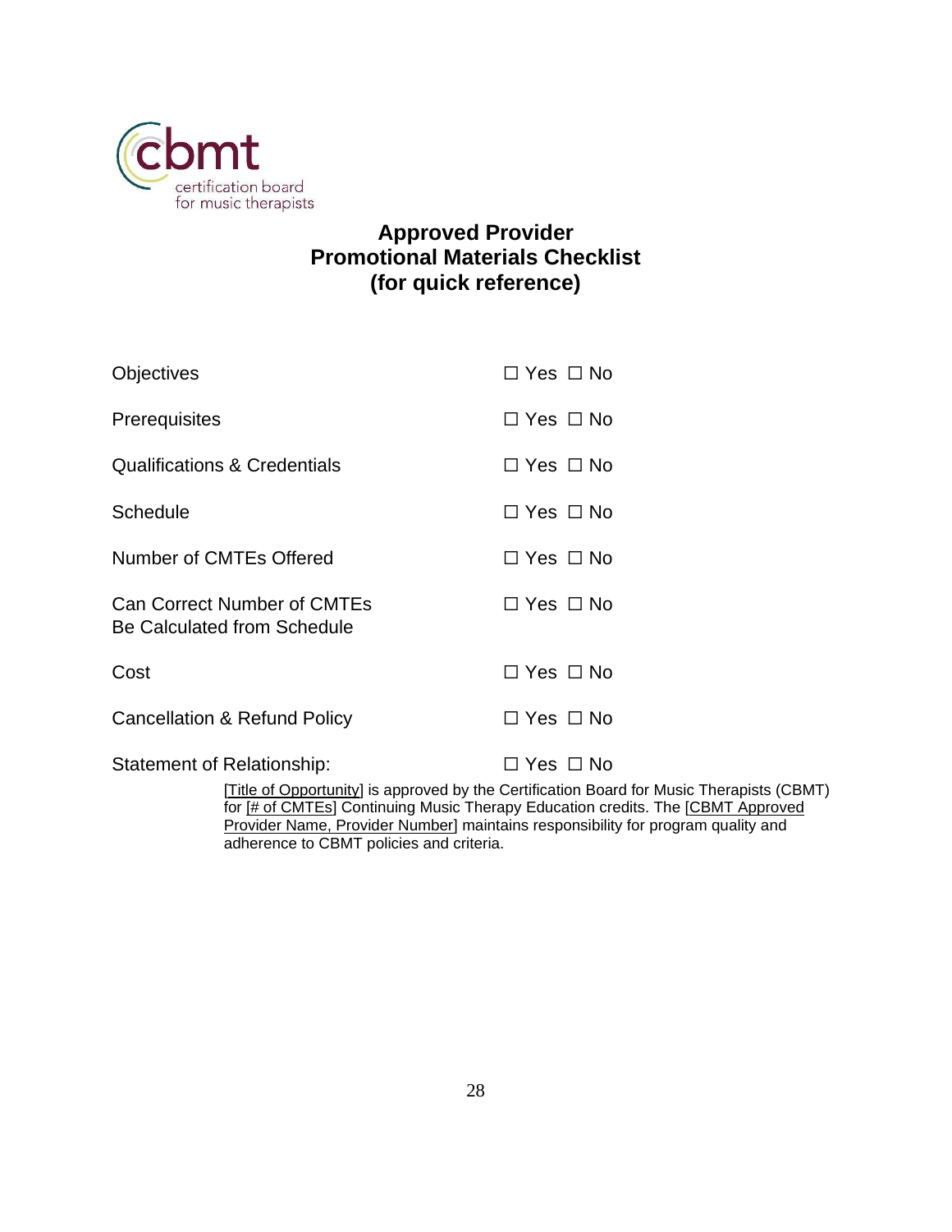cbmt
certification board
for music therapists

# Approved Provider
# Promotional Materials Checklist
# (for quick reference)

| | |
|---|---|
| Objectives | ☐ Yes ☐ No |
| Prerequisites | ☐ Yes ☐ No |
| Qualifications & Credentials | ☐ Yes ☐ No |
| Schedule | ☐ Yes ☐ No |
| Number of CMTEs Offered | ☐ Yes ☐ No |
| Can Correct Number of CMTEs Be Calculated from Schedule | ☐ Yes ☐ No |
| Cost | ☐ Yes ☐ No |
| Cancellation & Refund Policy | ☐ Yes ☐ No |
| Statement of Relationship: | ☐ Yes ☐ No |

[Title of Opportunity] is approved by the Certification Board for Music Therapists (CBMT) for [# of CMTEs] Continuing Music Therapy Education credits. The [CBMT Approved Provider Name, Provider Number] maintains responsibility for program quality and adherence to CBMT policies and criteria.